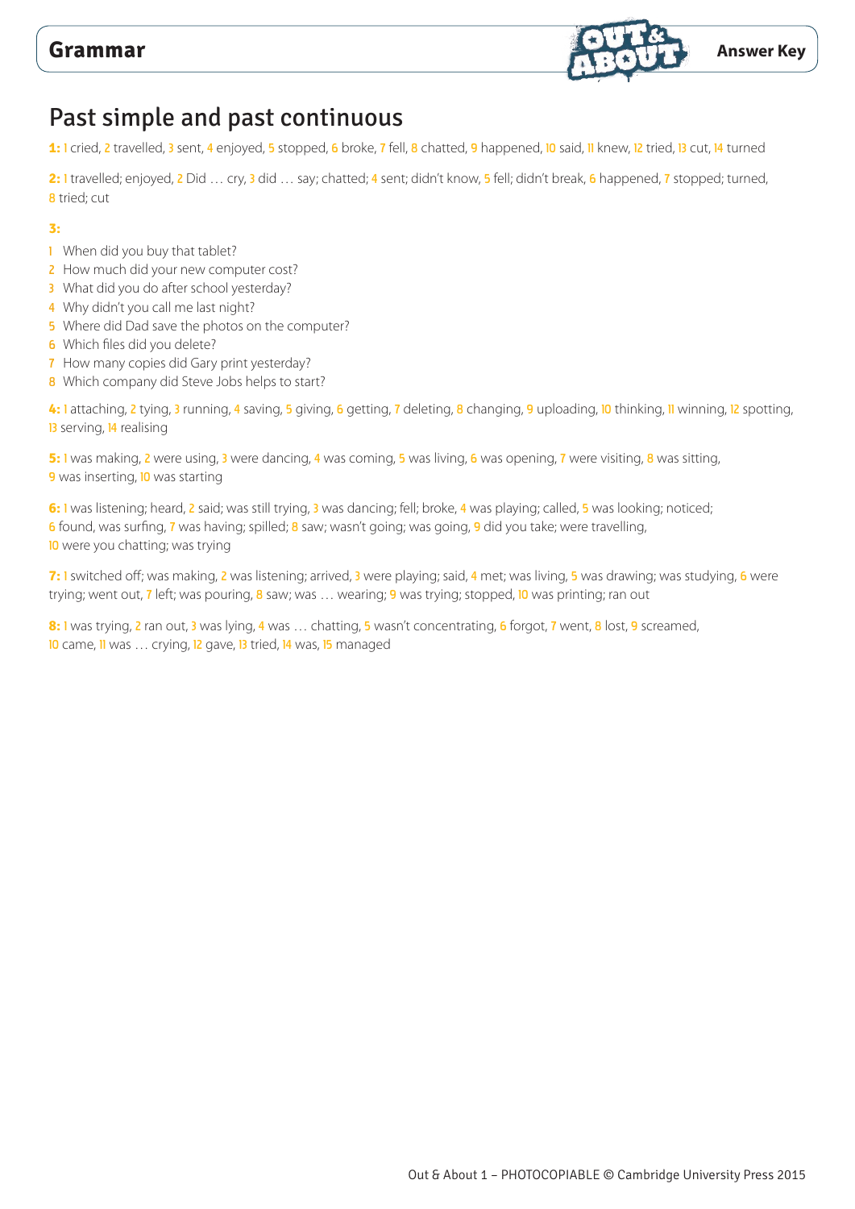# Grammar

**Answer Key**

## Past simple and past continuous

**1:** 1 cried, 2 travelled, 3 sent, 4 enjoyed, 5 stopped, 6 broke, 7 fell, 8 chatted, 9 happened, 10 said, 11 knew, 12 tried, 13 cut, 14 turned

**2:** 1 travelled; enjoyed, 2 Did … cry, 3 did … say; chatted; 4 sent; didn't know, 5 fell; didn't break, 6 happened, 7 stopped; turned, 8 tried; cut

**3:**

1. When did you buy that tablet?
2. How much did your new computer cost?
3. What did you do after school yesterday?
4. Why didn't you call me last night?
5. Where did Dad save the photos on the computer?
6. Which files did you delete?
7. How many copies did Gary print yesterday?
8. Which company did Steve Jobs helps to start?

**4:** 1 attaching, 2 tying, 3 running, 4 saving, 5 giving, 6 getting, 7 deleting, 8 changing, 9 uploading, 10 thinking, 11 winning, 12 spotting, 13 serving, 14 realising

**5:** 1 was making, 2 were using, 3 were dancing, 4 was coming, 5 was living, 6 was opening, 7 were visiting, 8 was sitting, 9 was inserting, 10 was starting

**6:** 1 was listening; heard, 2 said; was still trying, 3 was dancing; fell; broke, 4 was playing; called, 5 was looking; noticed; 6 found, was surfing, 7 was having; spilled; 8 saw; wasn't going; was going, 9 did you take; were travelling, 10 were you chatting; was trying

**7:** 1 switched off; was making, 2 was listening; arrived, 3 were playing; said, 4 met; was living, 5 was drawing; was studying, 6 were trying; went out, 7 left; was pouring, 8 saw; was … wearing; 9 was trying; stopped, 10 was printing; ran out

**8:** 1 was trying, 2 ran out, 3 was lying, 4 was … chatting, 5 wasn't concentrating, 6 forgot, 7 went, 8 lost, 9 screamed, 10 came, 11 was … crying, 12 gave, 13 tried, 14 was, 15 managed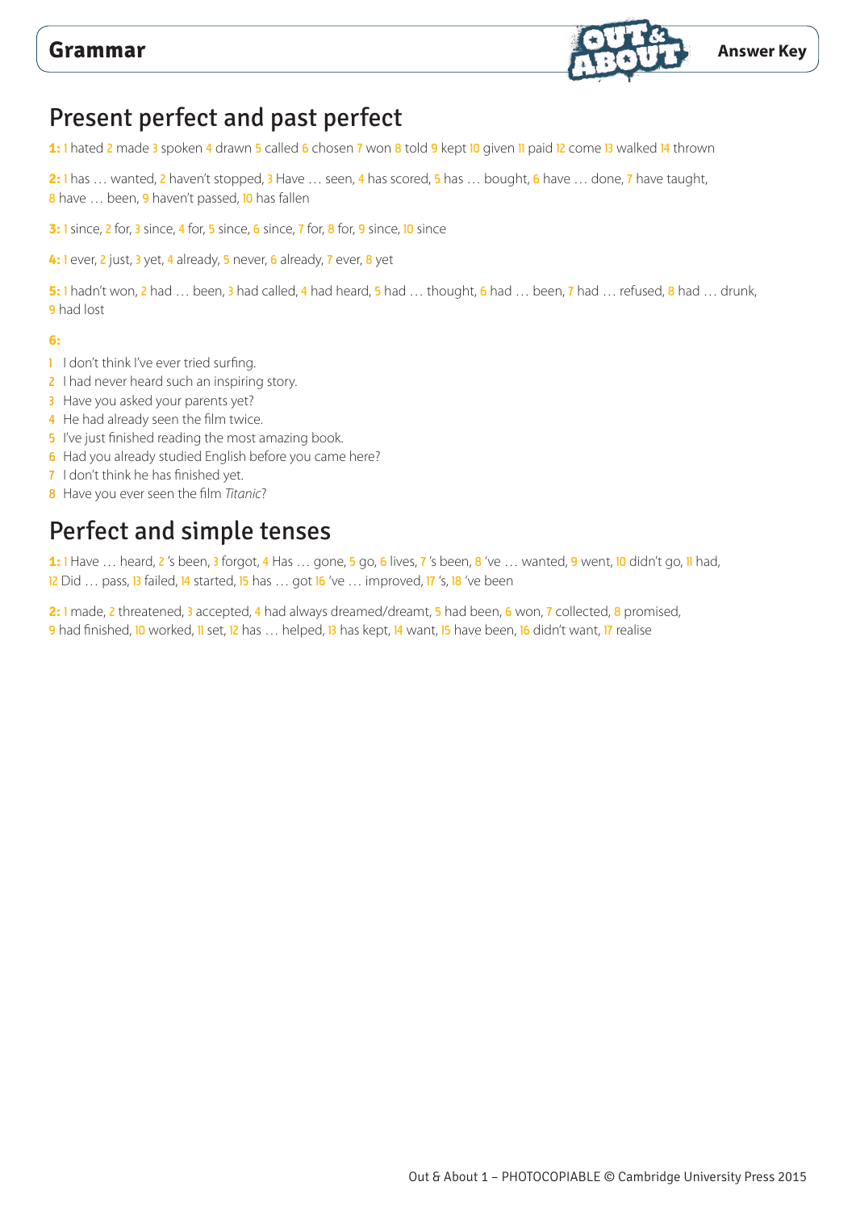# Grammar

**Answer Key**

## Present perfect and past perfect

**1:** 1 hated 2 made 3 spoken 4 drawn 5 called 6 chosen 7 won 8 told 9 kept 10 given 11 paid 12 come 13 walked 14 thrown

**2:** 1 has … wanted, 2 haven't stopped, 3 Have … seen, 4 has scored, 5 has … bought, 6 have … done, 7 have taught, 8 have … been, 9 haven't passed, 10 has fallen

**3:** 1 since, 2 for, 3 since, 4 for, 5 since, 6 since, 7 for, 8 for, 9 since, 10 since

**4:** 1 ever, 2 just, 3 yet, 4 already, 5 never, 6 already, 7 ever, 8 yet

**5:** 1 hadn't won, 2 had … been, 3 had called, 4 had heard, 5 had … thought, 6 had … been, 7 had … refused, 8 had … drunk, 9 had lost

**6:**

1 I don't think I've ever tried surfing.
2 I had never heard such an inspiring story.
3 Have you asked your parents yet?
4 He had already seen the film twice.
5 I've just finished reading the most amazing book.
6 Had you already studied English before you came here?
7 I don't think he has finished yet.
8 Have you ever seen the film *Titanic*?

## Perfect and simple tenses

**1:** 1 Have … heard, 2 's been, 3 forgot, 4 Has … gone, 5 go, 6 lives, 7 's been, 8 've … wanted, 9 went, 10 didn't go, 11 had, 12 Did … pass, 13 failed, 14 started, 15 has … got 16 've … improved, 17 's, 18 've been

**2:** 1 made, 2 threatened, 3 accepted, 4 had always dreamed/dreamt, 5 had been, 6 won, 7 collected, 8 promised, 9 had finished, 10 worked, 11 set, 12 has … helped, 13 has kept, 14 want, 15 have been, 16 didn't want, 17 realise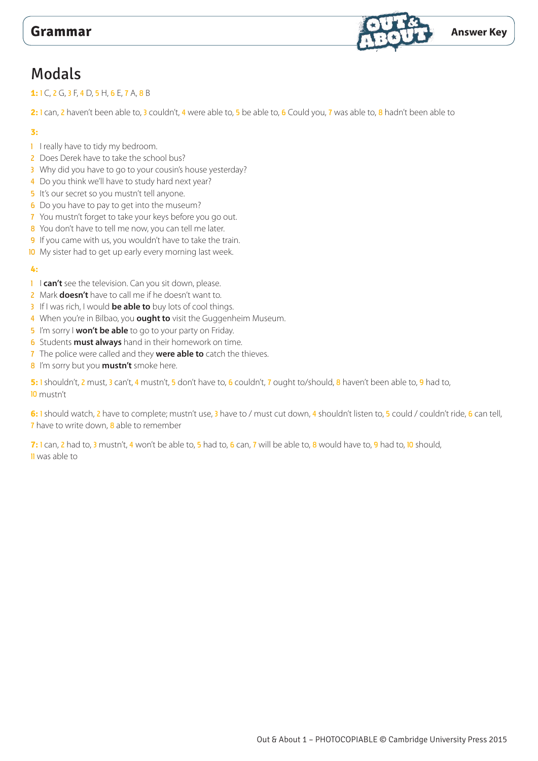# Grammar

**Answer Key**

## Modals

**1:** 1 C, 2 G, 3 F, 4 D, 5 H, 6 E, 7 A, 8 B

**2:** 1 can, 2 haven't been able to, 3 couldn't, 4 were able to, 5 be able to, 6 Could you, 7 was able to, 8 hadn't been able to

**3:**

1 I really have to tidy my bedroom.
2 Does Derek have to take the school bus?
3 Why did you have to go to your cousin's house yesterday?
4 Do you think we'll have to study hard next year?
5 It's our secret so you mustn't tell anyone.
6 Do you have to pay to get into the museum?
7 You mustn't forget to take your keys before you go out.
8 You don't have to tell me now, you can tell me later.
9 If you came with us, you wouldn't have to take the train.
10 My sister had to get up early every morning last week.

**4:**

1 I **can't** see the television. Can you sit down, please.
2 Mark **doesn't** have to call me if he doesn't want to.
3 If I was rich, I would **be able to** buy lots of cool things.
4 When you're in Bilbao, you **ought to** visit the Guggenheim Museum.
5 I'm sorry I **won't be able** to go to your party on Friday.
6 Students **must always** hand in their homework on time.
7 The police were called and they **were able to** catch the thieves.
8 I'm sorry but you **mustn't** smoke here.

**5:** 1 shouldn't, 2 must, 3 can't, 4 mustn't, 5 don't have to, 6 couldn't, 7 ought to/should, 8 haven't been able to, 9 had to, 10 mustn't

**6:** 1 should watch, 2 have to complete; mustn't use, 3 have to / must cut down, 4 shouldn't listen to, 5 could / couldn't ride, 6 can tell, 7 have to write down, 8 able to remember

**7:** 1 can, 2 had to, 3 mustn't, 4 won't be able to, 5 had to, 6 can, 7 will be able to, 8 would have to, 9 had to, 10 should, 11 was able to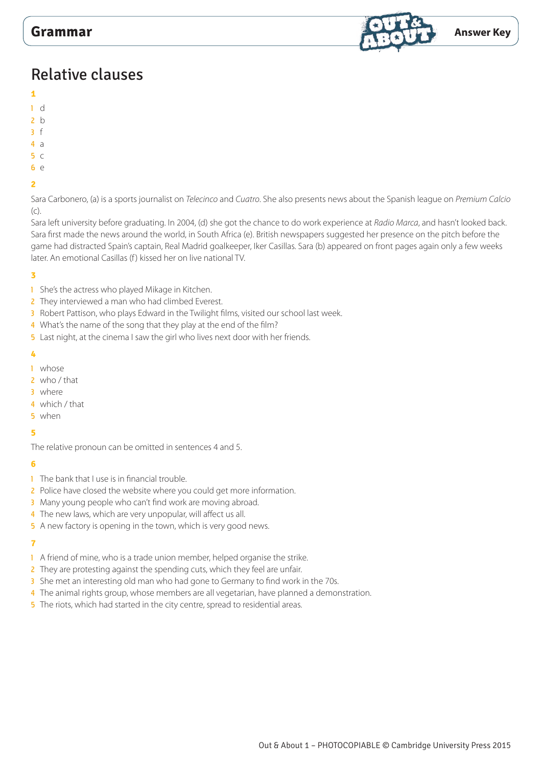# Grammar

**Answer Key**

## Relative clauses

**1**

1 d
2 b
3 f
4 a
5 c
6 e

**2**

Sara Carbonero, (a) is a sports journalist on *Telecinco* and *Cuatro*. She also presents news about the Spanish league on *Premium Calcio* (c).
Sara left university before graduating. In 2004, (d) she got the chance to do work experience at *Radio Marca*, and hasn't looked back. Sara first made the news around the world, in South Africa (e). British newspapers suggested her presence on the pitch before the game had distracted Spain's captain, Real Madrid goalkeeper, Iker Casillas. Sara (b) appeared on front pages again only a few weeks later. An emotional Casillas (f) kissed her on live national TV.

**3**

1 She's the actress who played Mikage in Kitchen.
2 They interviewed a man who had climbed Everest.
3 Robert Pattison, who plays Edward in the Twilight films, visited our school last week.
4 What's the name of the song that they play at the end of the film?
5 Last night, at the cinema I saw the girl who lives next door with her friends.

**4**

1 whose
2 who / that
3 where
4 which / that
5 when

**5**

The relative pronoun can be omitted in sentences 4 and 5.

**6**

1 The bank that I use is in financial trouble.
2 Police have closed the website where you could get more information.
3 Many young people who can't find work are moving abroad.
4 The new laws, which are very unpopular, will affect us all.
5 A new factory is opening in the town, which is very good news.

**7**

1 A friend of mine, who is a trade union member, helped organise the strike.
2 They are protesting against the spending cuts, which they feel are unfair.
3 She met an interesting old man who had gone to Germany to find work in the 70s.
4 The animal rights group, whose members are all vegetarian, have planned a demonstration.
5 The riots, which had started in the city centre, spread to residential areas.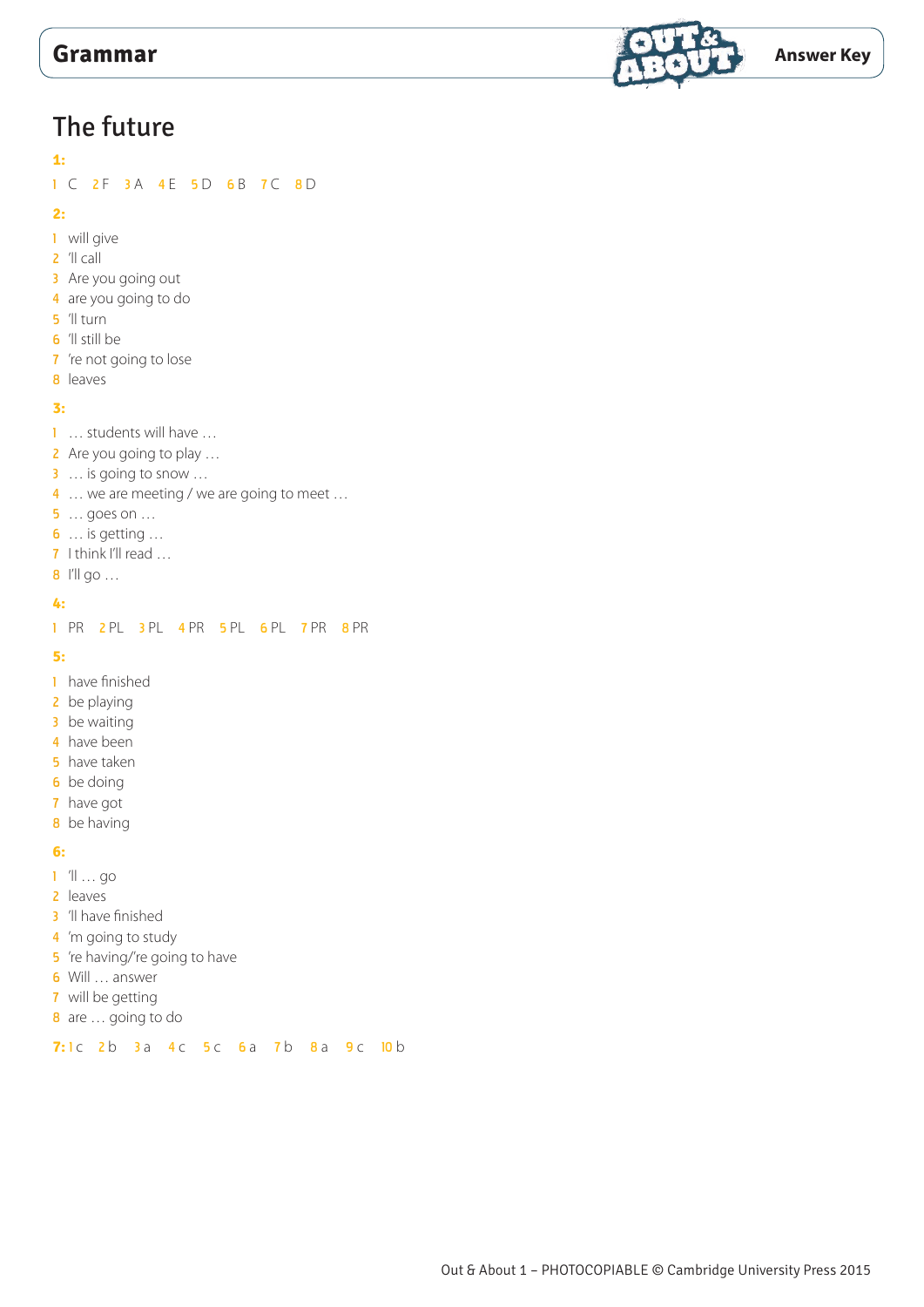# The future

**1:**

1 C 2 F 3 A 4 E 5 D 6 B 7 C 8 D

**2:**

1 will give
2 'll call
3 Are you going out
4 are you going to do
5 'll turn
6 'll still be
7 're not going to lose
8 leaves

**3:**

1 … students will have …
2 Are you going to play …
3 … is going to snow …
4 … we are meeting / we are going to meet …
5 … goes on …
6 … is getting …
7 I think I'll read …
8 I'll go …

**4:**

1 PR 2 PL 3 PL 4 PR 5 PL 6 PL 7 PR 8 PR

**5:**

1 have finished
2 be playing
3 be waiting
4 have been
5 have taken
6 be doing
7 have got
8 be having

**6:**

1 'll … go
2 leaves
3 'll have finished
4 'm going to study
5 're having/'re going to have
6 Will … answer
7 will be getting
8 are … going to do

**7:** 1 c 2 b 3 a 4 c 5 c 6 a 7 b 8 a 9 c 10 b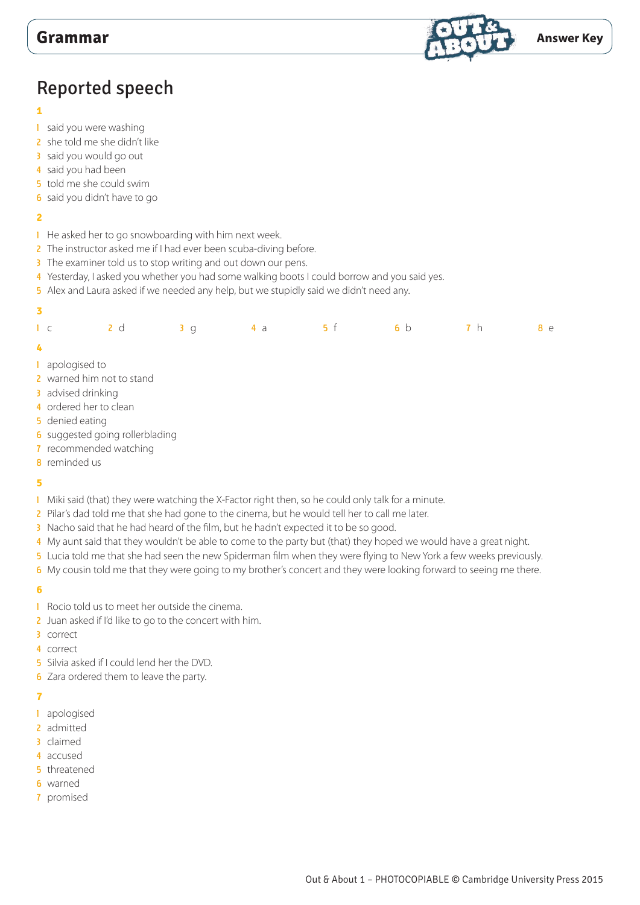# Grammar

**Answer Key**

## Reported speech

**1**

1. said you were washing
2. she told me she didn't like
3. said you would go out
4. said you had been
5. told me she could swim
6. said you didn't have to go

**2**

1. He asked her to go snowboarding with him next week.
2. The instructor asked me if I had ever been scuba-diving before.
3. The examiner told us to stop writing and out down our pens.
4. Yesterday, I asked you whether you had some walking boots I could borrow and you said yes.
5. Alex and Laura asked if we needed any help, but we stupidly said we didn't need any.

**3**

| | | | | | | | |
|---|---|---|---|---|---|---|---|
| 1 c | 2 d | 3 g | 4 a | 5 f | 6 b | 7 h | 8 e |

**4**

1. apologised to
2. warned him not to stand
3. advised drinking
4. ordered her to clean
5. denied eating
6. suggested going rollerblading
7. recommended watching
8. reminded us

**5**

1. Miki said (that) they were watching the X-Factor right then, so he could only talk for a minute.
2. Pilar's dad told me that she had gone to the cinema, but he would tell her to call me later.
3. Nacho said that he had heard of the film, but he hadn't expected it to be so good.
4. My aunt said that they wouldn't be able to come to the party but (that) they hoped we would have a great night.
5. Lucia told me that she had seen the new Spiderman film when they were flying to New York a few weeks previously.
6. My cousin told me that they were going to my brother's concert and they were looking forward to seeing me there.

**6**

1. Rocio told us to meet her outside the cinema.
2. Juan asked if I'd like to go to the concert with him.
3. correct
4. correct
5. Silvia asked if I could lend her the DVD.
6. Zara ordered them to leave the party.

**7**

1. apologised
2. admitted
3. claimed
4. accused
5. threatened
6. warned
7. promised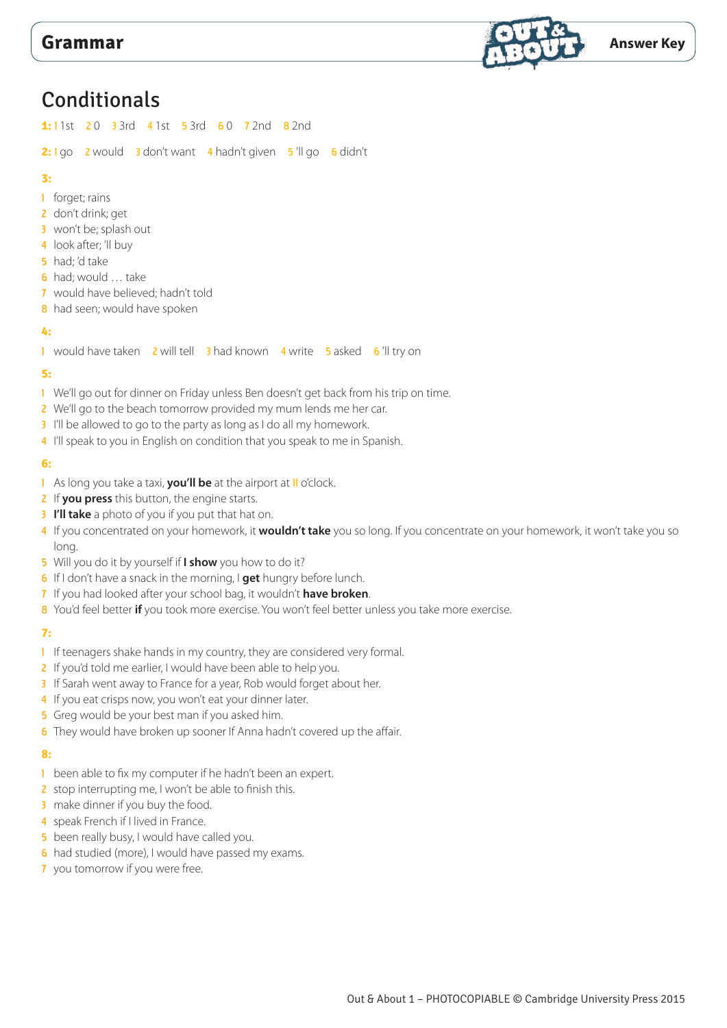# Grammar

Answer Key

## Conditionals

**1:** 1 1st 2 0 3 3rd 4 1st 5 3rd 6 0 7 2nd 8 2nd

**2:** 1 go 2 would 3 don't want 4 hadn't given 5 'll go 6 didn't

**3:**

1 forget; rains
2 don't drink; get
3 won't be; splash out
4 look after; 'll buy
5 had; 'd take
6 had; would … take
7 would have believed; hadn't told
8 had seen; would have spoken

**4:**

1 would have taken 2 will tell 3 had known 4 write 5 asked 6 'll try on

**5:**

1 We'll go out for dinner on Friday unless Ben doesn't get back from his trip on time.
2 We'll go to the beach tomorrow provided my mum lends me her car.
3 I'll be allowed to go to the party as long as I do all my homework.
4 I'll speak to you in English on condition that you speak to me in Spanish.

**6:**

1 As long you take a taxi, **you'll be** at the airport at 11 o'clock.
2 If **you press** this button, the engine starts.
3 **I'll take** a photo of you if you put that hat on.
4 If you concentrated on your homework, it **wouldn't take** you so long. If you concentrate on your homework, it won't take you so long.
5 Will you do it by yourself if **I show** you how to do it?
6 If I don't have a snack in the morning, I **get** hungry before lunch.
7 If you had looked after your school bag, it wouldn't **have broken**.
8 You'd feel better **if** you took more exercise. You won't feel better unless you take more exercise.

**7:**

1 If teenagers shake hands in my country, they are considered very formal.
2 If you'd told me earlier, I would have been able to help you.
3 If Sarah went away to France for a year, Rob would forget about her.
4 If you eat crisps now, you won't eat your dinner later.
5 Greg would be your best man if you asked him.
6 They would have broken up sooner If Anna hadn't covered up the affair.

**8:**

1 been able to fix my computer if he hadn't been an expert.
2 stop interrupting me, I won't be able to finish this.
3 make dinner if you buy the food.
4 speak French if I lived in France.
5 been really busy, I would have called you.
6 had studied (more), I would have passed my exams.
7 you tomorrow if you were free.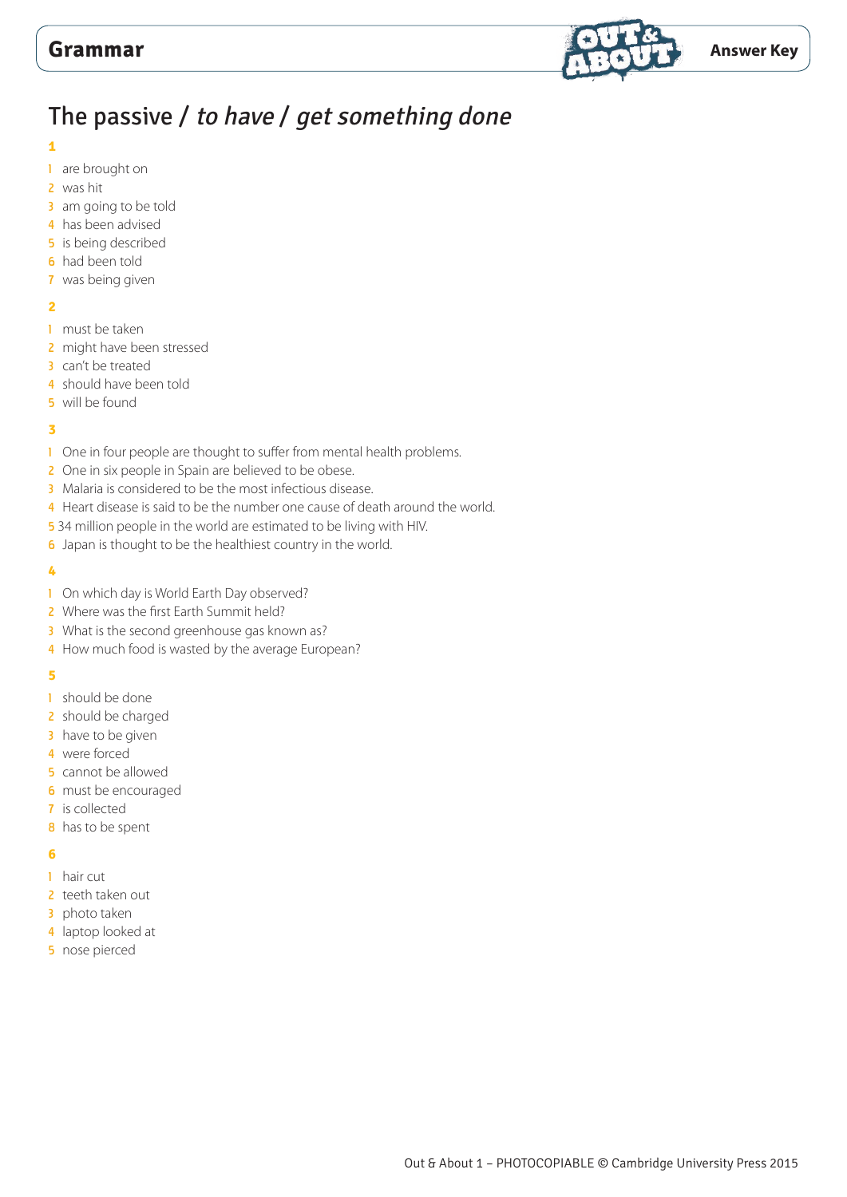# The passive / *to have* / *get something done*

**1**

1 are brought on
2 was hit
3 am going to be told
4 has been advised
5 is being described
6 had been told
7 was being given

**2**

1 must be taken
2 might have been stressed
3 can't be treated
4 should have been told
5 will be found

**3**

1 One in four people are thought to suffer from mental health problems.
2 One in six people in Spain are believed to be obese.
3 Malaria is considered to be the most infectious disease.
4 Heart disease is said to be the number one cause of death around the world.
5 34 million people in the world are estimated to be living with HIV.
6 Japan is thought to be the healthiest country in the world.

**4**

1 On which day is World Earth Day observed?
2 Where was the first Earth Summit held?
3 What is the second greenhouse gas known as?
4 How much food is wasted by the average European?

**5**

1 should be done
2 should be charged
3 have to be given
4 were forced
5 cannot be allowed
6 must be encouraged
7 is collected
8 has to be spent

**6**

1 hair cut
2 teeth taken out
3 photo taken
4 laptop looked at
5 nose pierced